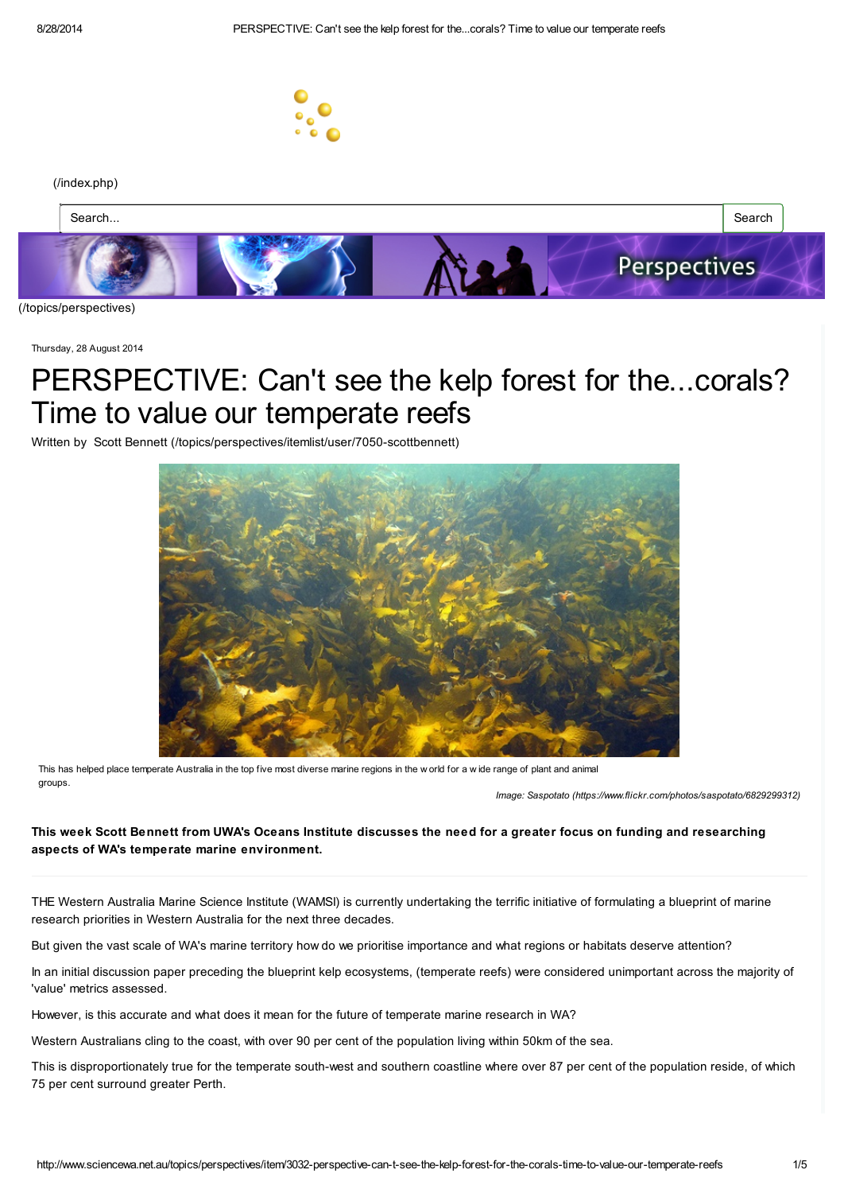(/index.php)

(/topics/perspectives)

Thursday, 28 August 2014

# PERSPECTIVE: Can't see the kelp forest for the...corals? Time to value our temperate reefs

Written by Scott Bennett (/topics/perspectives/itemlist/user/7050-scottbennett)

This has helped place temperate Australia in the top five most diverse marine regions in the world for a wide range of plant and animal groups.

*Image: Saspotato (https://www.flickr.com/photos/saspotato/6829299312)*

**This week Scott Bennett from UWA's Oceans Institute discusses the need for a greater focus on funding and researching aspects of WA's temperate marine environment.**

THE Western Australia Marine Science Institute (WAMSI) is currently undertaking the terrific initiative of formulating a blueprint of marine research priorities in Western Australia for the next three decades.

But given the vast scale of WA's marine territory how do we prioritise importance and what regions or habitats deserve attention?

In an initial discussion paper preceding the blueprint kelp ecosystems, (temperate reefs) were considered unimportant across the majority of 'value' metrics assessed.

However, is this accurate and what does it mean for the future of temperate marine research in WA?

Western Australians cling to the coast, with over 90 per cent of the population living within 50km of the sea.

This is disproportionately true for the temperate south-west and southern coastline where over 87 per cent of the population reside, of which 75 per cent surround greater Perth.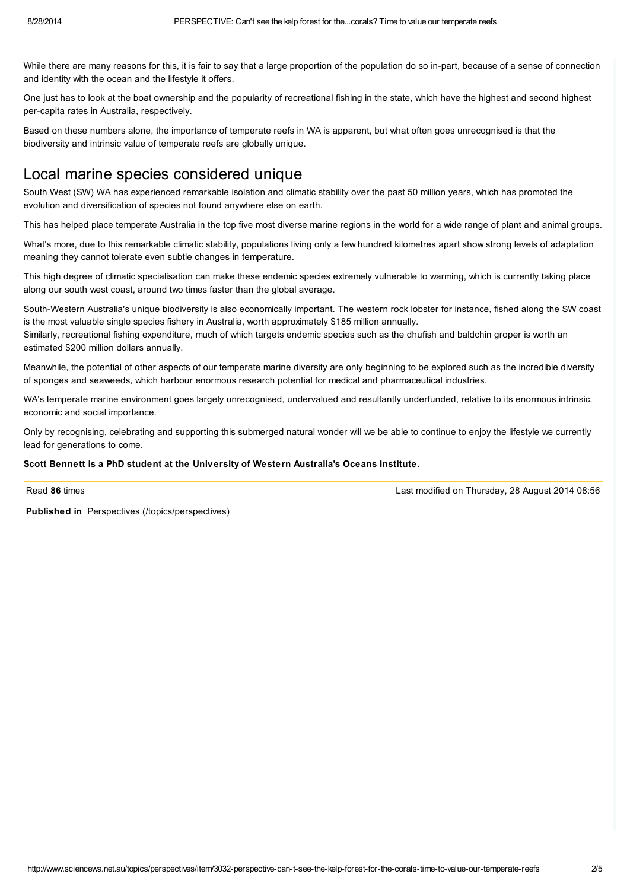While there are many reasons for this, it is fair to say that a large proportion of the population do so in-part, because of a sense of connection and identity with the ocean and the lifestyle it offers.

One just has to look at the boat ownership and the popularity of recreational fishing in the state, which have the highest and second highest per-capita rates in Australia, respectively.

Based on these numbers alone, the importance of temperate reefs in WA is apparent, but what often goes unrecognised is that the biodiversity and intrinsic value of temperate reefs are globally unique.

## Local marine species considered unique

South West (SW) WA has experienced remarkable isolation and climatic stability over the past 50 million years, which has promoted the evolution and diversification of species not found anywhere else on earth.

This has helped place temperate Australia in the top five most diverse marine regions in the world for a wide range of plant and animal groups.

What's more, due to this remarkable climatic stability, populations living only a few hundred kilometres apart show strong levels of adaptation meaning they cannot tolerate even subtle changes in temperature.

This high degree of climatic specialisation can make these endemic species extremely vulnerable to warming, which is currently taking place along our south west coast, around two times faster than the global average.

South-Western Australia's unique biodiversity is also economically important. The western rock lobster for instance, fished along the SW coast is the most valuable single species fishery in Australia, worth approximately $185 million annually.
Similarly, recreational fishing expenditure, much of which targets endemic species such as the dhufish and baldchin groper is worth an estimated $200 million dollars annually.

Meanwhile, the potential of other aspects of our temperate marine diversity are only beginning to be explored such as the incredible diversity of sponges and seaweeds, which harbour enormous research potential for medical and pharmaceutical industries.

WA's temperate marine environment goes largely unrecognised, undervalued and resultantly underfunded, relative to its enormous intrinsic, economic and social importance.

Only by recognising, celebrating and supporting this submerged natural wonder will we be able to continue to enjoy the lifestyle we currently lead for generations to come.

**Scott Bennett is a PhD student at the University of Western Australia's Oceans Institute.**

Read **86** times

Last modified on Thursday, 28 August 2014 08:56

**Published in** Perspectives (/topics/perspectives)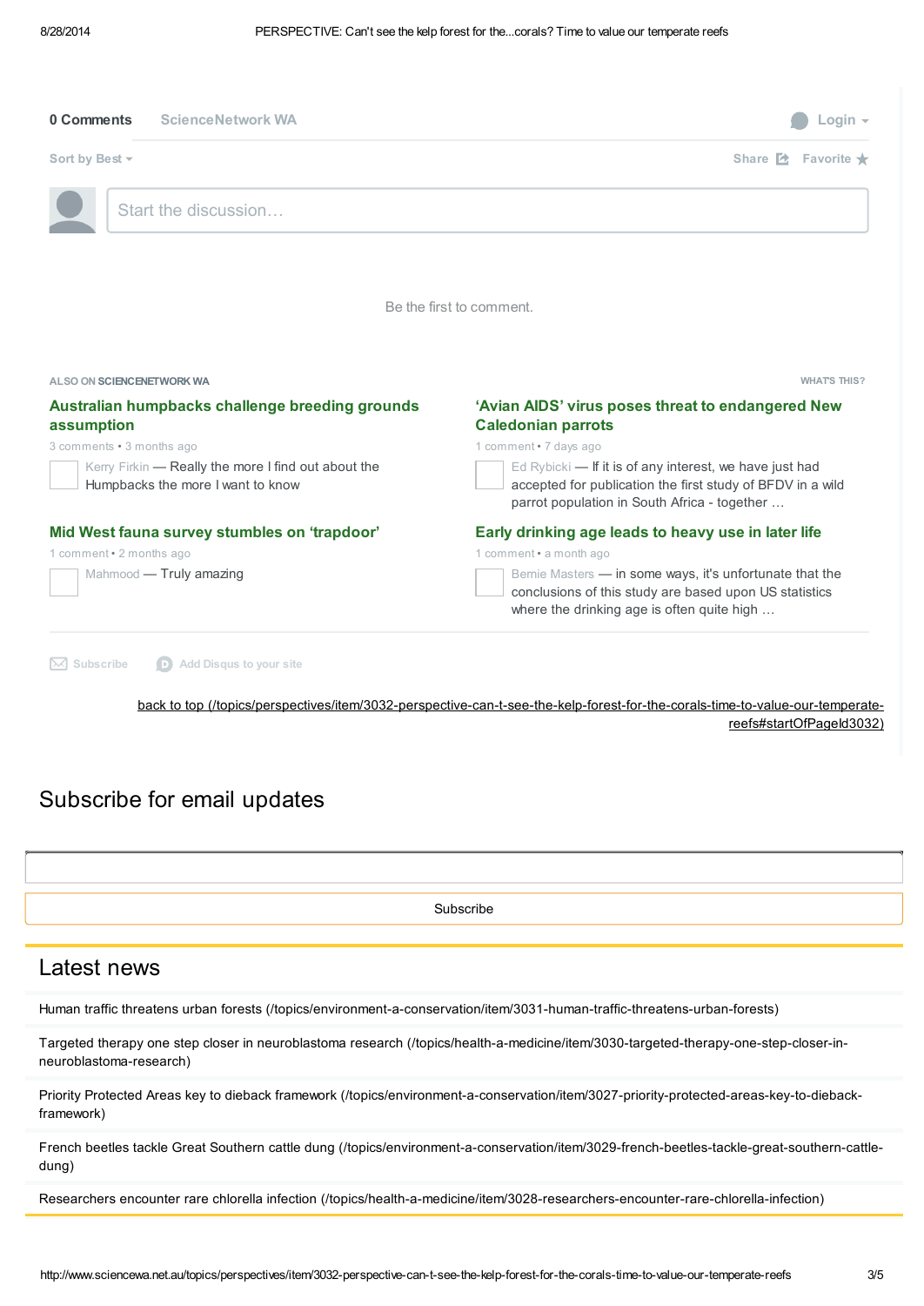**0 Comments** ScienceNetwork WA

Login

Sort by Best

Share Favorite

Start the discussion…

Be the first to comment.

ALSO ON SCIENCENETWORK WA

WHAT'S THIS?

**Australian humpbacks challenge breeding grounds assumption**

3 comments • 3 months ago

Kerry Firkin — Really the more I find out about the Humpbacks the more I want to know

**'Avian AIDS' virus poses threat to endangered New Caledonian parrots**

1 comment • 7 days ago

Ed Rybicki — If it is of any interest, we have just had accepted for publication the first study of BFDV in a wild parrot population in South Africa - together …

**Mid West fauna survey stumbles on 'trapdoor'**

1 comment • 2 months ago

Mahmood — Truly amazing

**Early drinking age leads to heavy use in later life**

1 comment • a month ago

Bernie Masters — in some ways, it's unfortunate that the conclusions of this study are based upon US statistics where the drinking age is often quite high …

Subscribe Add Disqus to your site

back to top (/topics/perspectives/item/3032-perspective-can-t-see-the-kelp-forest-for-the-corals-time-to-value-our-temperate-reefs#startOfPageId3032)

## Subscribe for email updates

Subscribe

## Latest news

Human traffic threatens urban forests (/topics/environment-a-conservation/item/3031-human-traffic-threatens-urban-forests)

Targeted therapy one step closer in neuroblastoma research (/topics/health-a-medicine/item/3030-targeted-therapy-one-step-closer-in-neuroblastoma-research)

Priority Protected Areas key to dieback framework (/topics/environment-a-conservation/item/3027-priority-protected-areas-key-to-dieback-framework)

French beetles tackle Great Southern cattle dung (/topics/environment-a-conservation/item/3029-french-beetles-tackle-great-southern-cattle-dung)

Researchers encounter rare chlorella infection (/topics/health-a-medicine/item/3028-researchers-encounter-rare-chlorella-infection)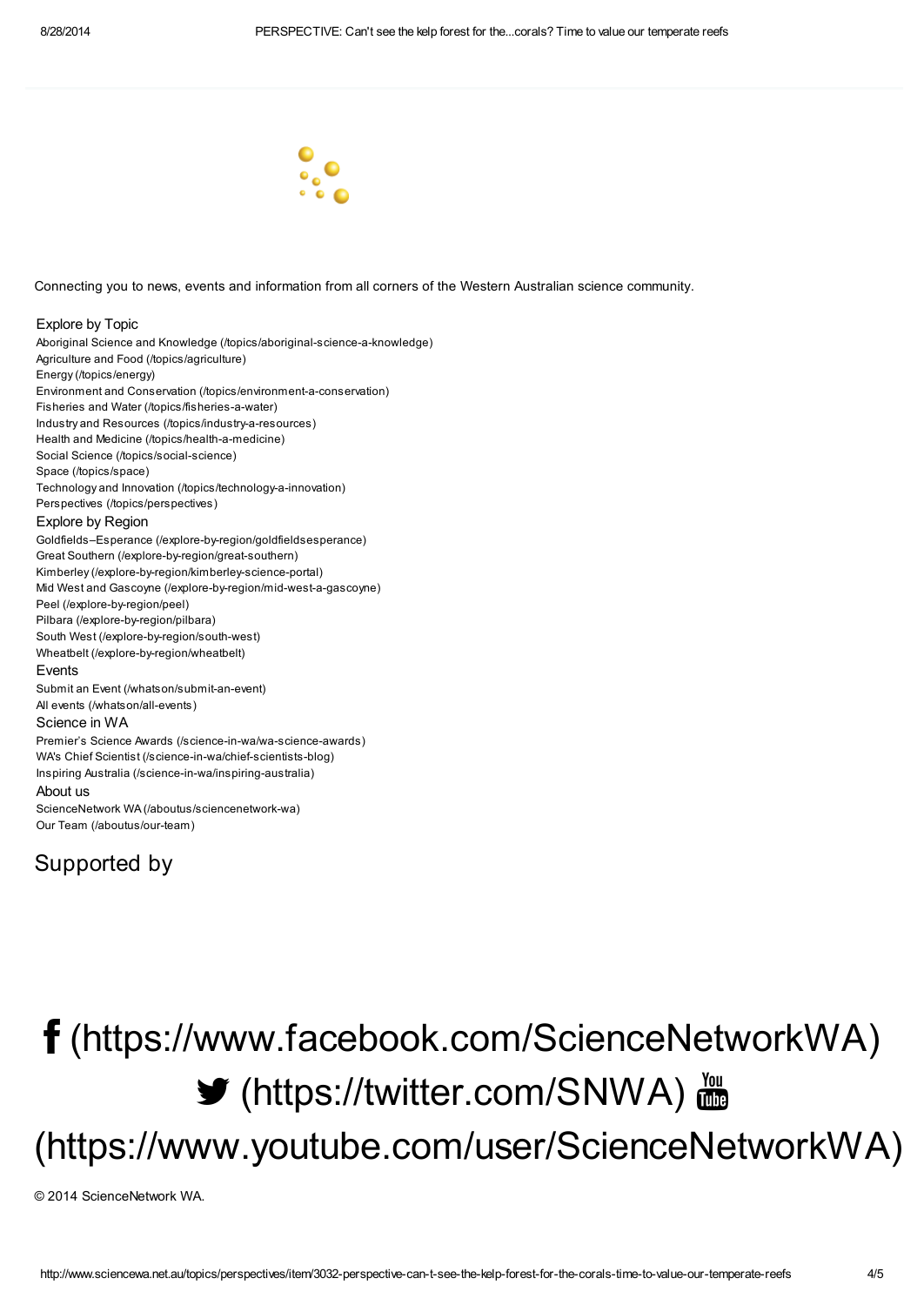Connecting you to news, events and information from all corners of the Western Australian science community.

### Explore by Topic

- Aboriginal Science and Knowledge (/topics/aboriginal-science-a-knowledge)
- Agriculture and Food (/topics/agriculture)
- Energy (/topics/energy)
- Environment and Conservation (/topics/environment-a-conservation)
- Fisheries and Water (/topics/fisheries-a-water)
- Industry and Resources (/topics/industry-a-resources)
- Health and Medicine (/topics/health-a-medicine)
- Social Science (/topics/social-science)
- Space (/topics/space)
- Technology and Innovation (/topics/technology-a-innovation)
- Perspectives (/topics/perspectives)

### Explore by Region

- Goldfields–Esperance (/explore-by-region/goldfieldsesperance)
- Great Southern (/explore-by-region/great-southern)
- Kimberley (/explore-by-region/kimberley-science-portal)
- Mid West and Gascoyne (/explore-by-region/mid-west-a-gascoyne)
- Peel (/explore-by-region/peel)
- Pilbara (/explore-by-region/pilbara)
- South West (/explore-by-region/south-west)
- Wheatbelt (/explore-by-region/wheatbelt)

### Events

- Submit an Event (/whatson/submit-an-event)
- All events (/whatson/all-events)

### Science in WA

- Premier's Science Awards (/science-in-wa/wa-science-awards)
- WA's Chief Scientist (/science-in-wa/chief-scientists-blog)
- Inspiring Australia (/science-in-wa/inspiring-australia)

### About us

- ScienceNetwork WA (/aboutus/sciencenetwork-wa)
- Our Team (/aboutus/our-team)

## Supported by

# (https://www.facebook.com/ScienceNetworkWA) (https://twitter.com/SNWA) (https://www.youtube.com/user/ScienceNetworkWA)

© 2014 ScienceNetwork WA.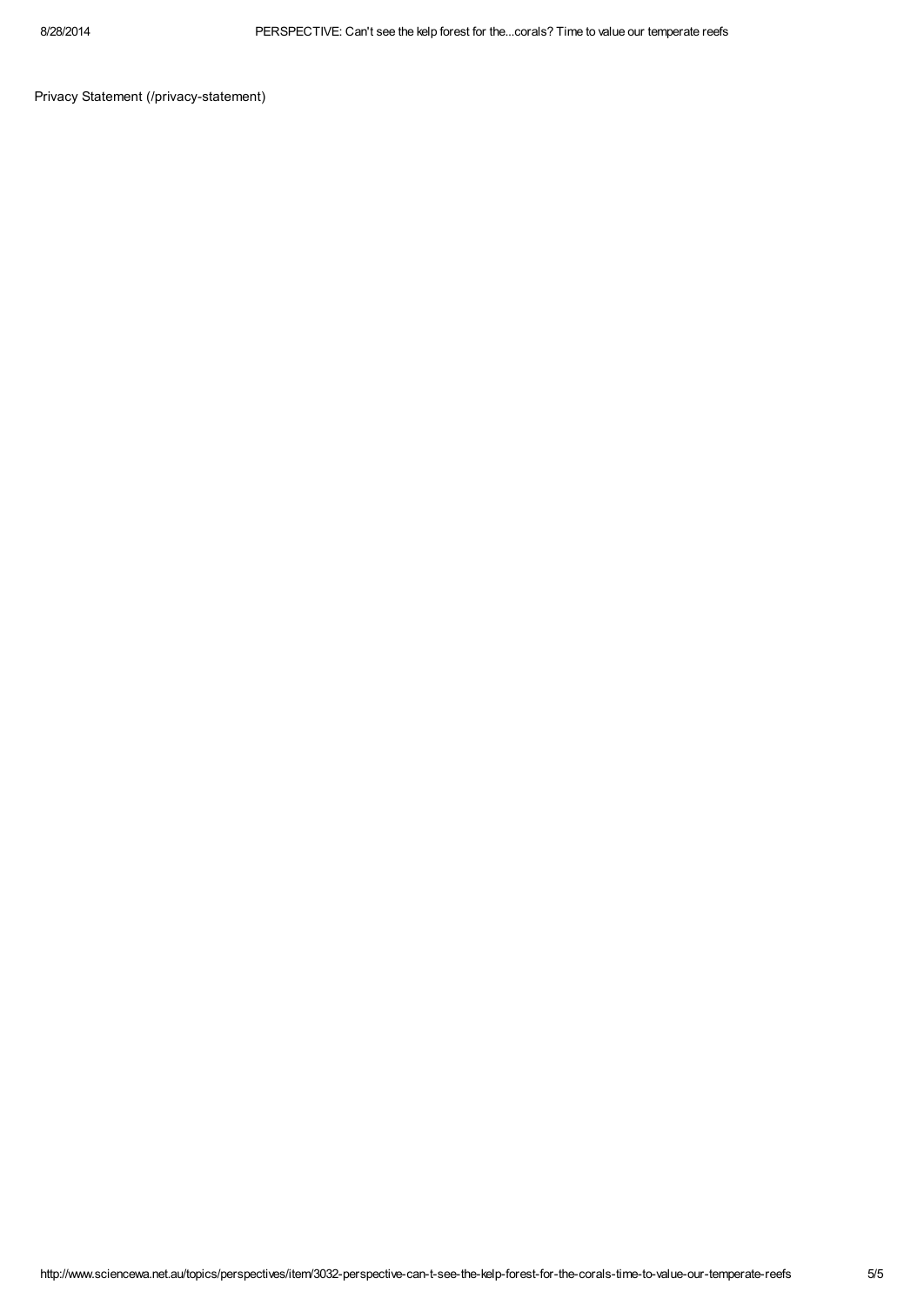Privacy Statement (/privacy-statement)